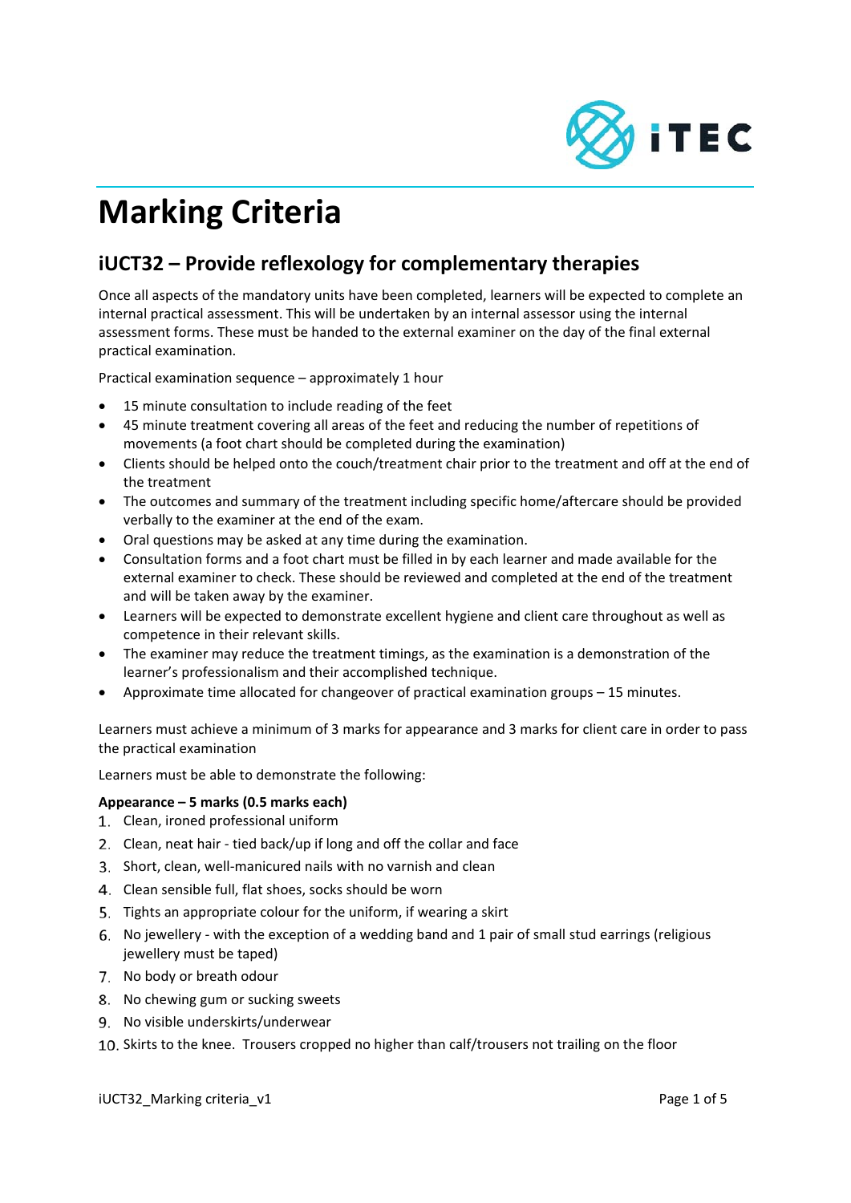# Marking Criteria

## iUCT32 – Provide reflexology for complementary therapies

Once all aspects of the mandatory units have been completed, learners will be expected to complete an internal practical assessment. This will be undertaken by an internal assessor using the internal assessment forms. These must be handed to the external examiner on the day of the final external practical examination.

Practical examination sequence – approximately 1 hour

- 15 minute consultation to include reading of the feet
- 45 minute treatment covering all areas of the feet and reducing the number of repetitions of movements (a foot chart should be completed during the examination)
- Clients should be helped onto the couch/treatment chair prior to the treatment and off at the end of the treatment
- The outcomes and summary of the treatment including specific home/aftercare should be provided verbally to the examiner at the end of the exam.
- Oral questions may be asked at any time during the examination.
- Consultation forms and a foot chart must be filled in by each learner and made available for the external examiner to check. These should be reviewed and completed at the end of the treatment and will be taken away by the examiner.
- Learners will be expected to demonstrate excellent hygiene and client care throughout as well as competence in their relevant skills.
- The examiner may reduce the treatment timings, as the examination is a demonstration of the learner's professionalism and their accomplished technique.
- Approximate time allocated for changeover of practical examination groups – 15 minutes.

Learners must achieve a minimum of 3 marks for appearance and 3 marks for client care in order to pass the practical examination

Learners must be able to demonstrate the following:

**Appearance – 5 marks (0.5 marks each)**

1. Clean, ironed professional uniform
2. Clean, neat hair - tied back/up if long and off the collar and face
3. Short, clean, well-manicured nails with no varnish and clean
4. Clean sensible full, flat shoes, socks should be worn
5. Tights an appropriate colour for the uniform, if wearing a skirt
6. No jewellery - with the exception of a wedding band and 1 pair of small stud earrings (religious jewellery must be taped)
7. No body or breath odour
8. No chewing gum or sucking sweets
9. No visible underskirts/underwear
10. Skirts to the knee. Trousers cropped no higher than calf/trousers not trailing on the floor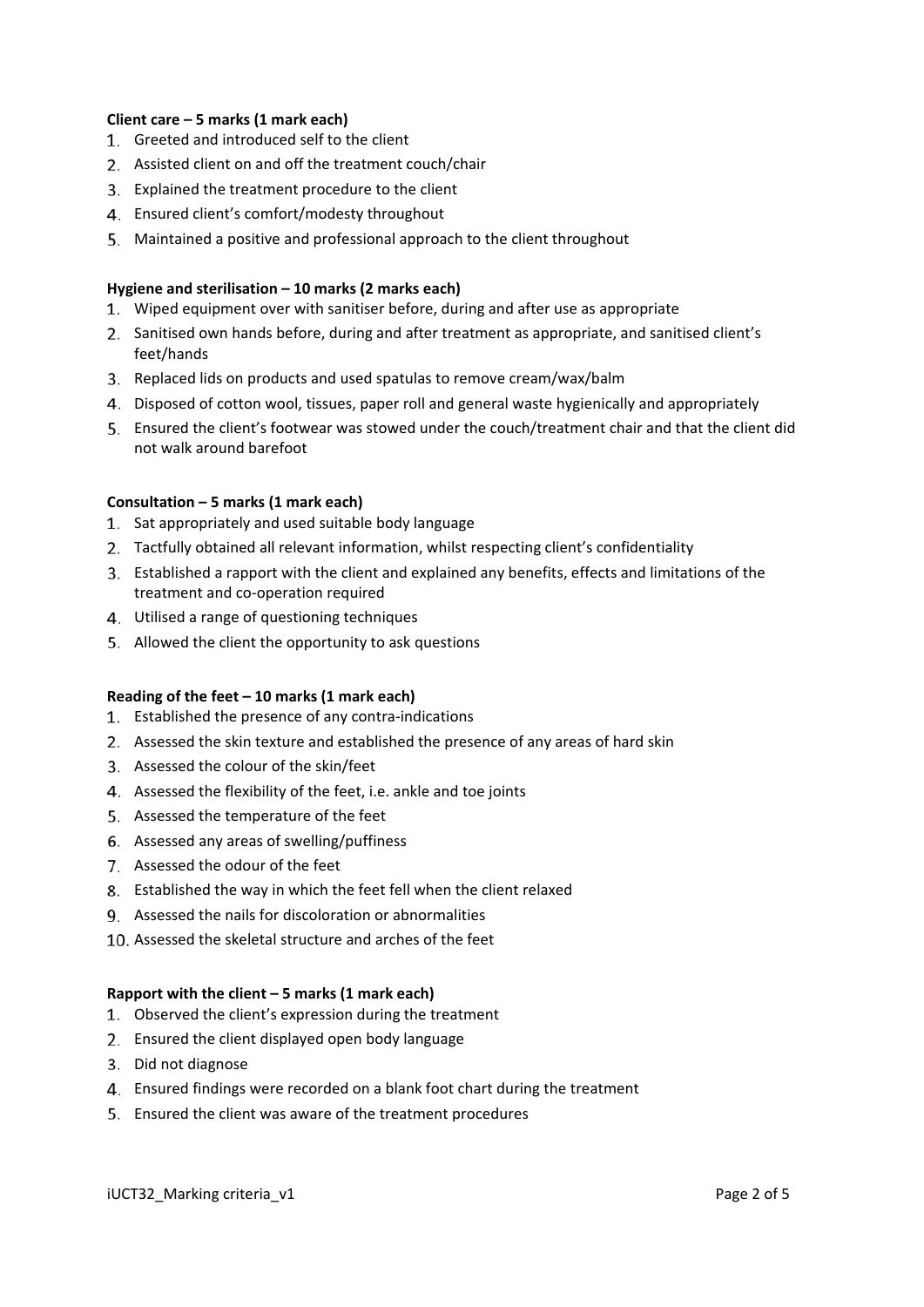**Client care – 5 marks (1 mark each)**

1. Greeted and introduced self to the client
2. Assisted client on and off the treatment couch/chair
3. Explained the treatment procedure to the client
4. Ensured client's comfort/modesty throughout
5. Maintained a positive and professional approach to the client throughout

**Hygiene and sterilisation – 10 marks (2 marks each)**

1. Wiped equipment over with sanitiser before, during and after use as appropriate
2. Sanitised own hands before, during and after treatment as appropriate, and sanitised client's feet/hands
3. Replaced lids on products and used spatulas to remove cream/wax/balm
4. Disposed of cotton wool, tissues, paper roll and general waste hygienically and appropriately
5. Ensured the client's footwear was stowed under the couch/treatment chair and that the client did not walk around barefoot

**Consultation – 5 marks (1 mark each)**

1. Sat appropriately and used suitable body language
2. Tactfully obtained all relevant information, whilst respecting client's confidentiality
3. Established a rapport with the client and explained any benefits, effects and limitations of the treatment and co-operation required
4. Utilised a range of questioning techniques
5. Allowed the client the opportunity to ask questions

**Reading of the feet – 10 marks (1 mark each)**

1. Established the presence of any contra-indications
2. Assessed the skin texture and established the presence of any areas of hard skin
3. Assessed the colour of the skin/feet
4. Assessed the flexibility of the feet, i.e. ankle and toe joints
5. Assessed the temperature of the feet
6. Assessed any areas of swelling/puffiness
7. Assessed the odour of the feet
8. Established the way in which the feet fell when the client relaxed
9. Assessed the nails for discoloration or abnormalities
10. Assessed the skeletal structure and arches of the feet

**Rapport with the client – 5 marks (1 mark each)**

1. Observed the client's expression during the treatment
2. Ensured the client displayed open body language
3. Did not diagnose
4. Ensured findings were recorded on a blank foot chart during the treatment
5. Ensured the client was aware of the treatment procedures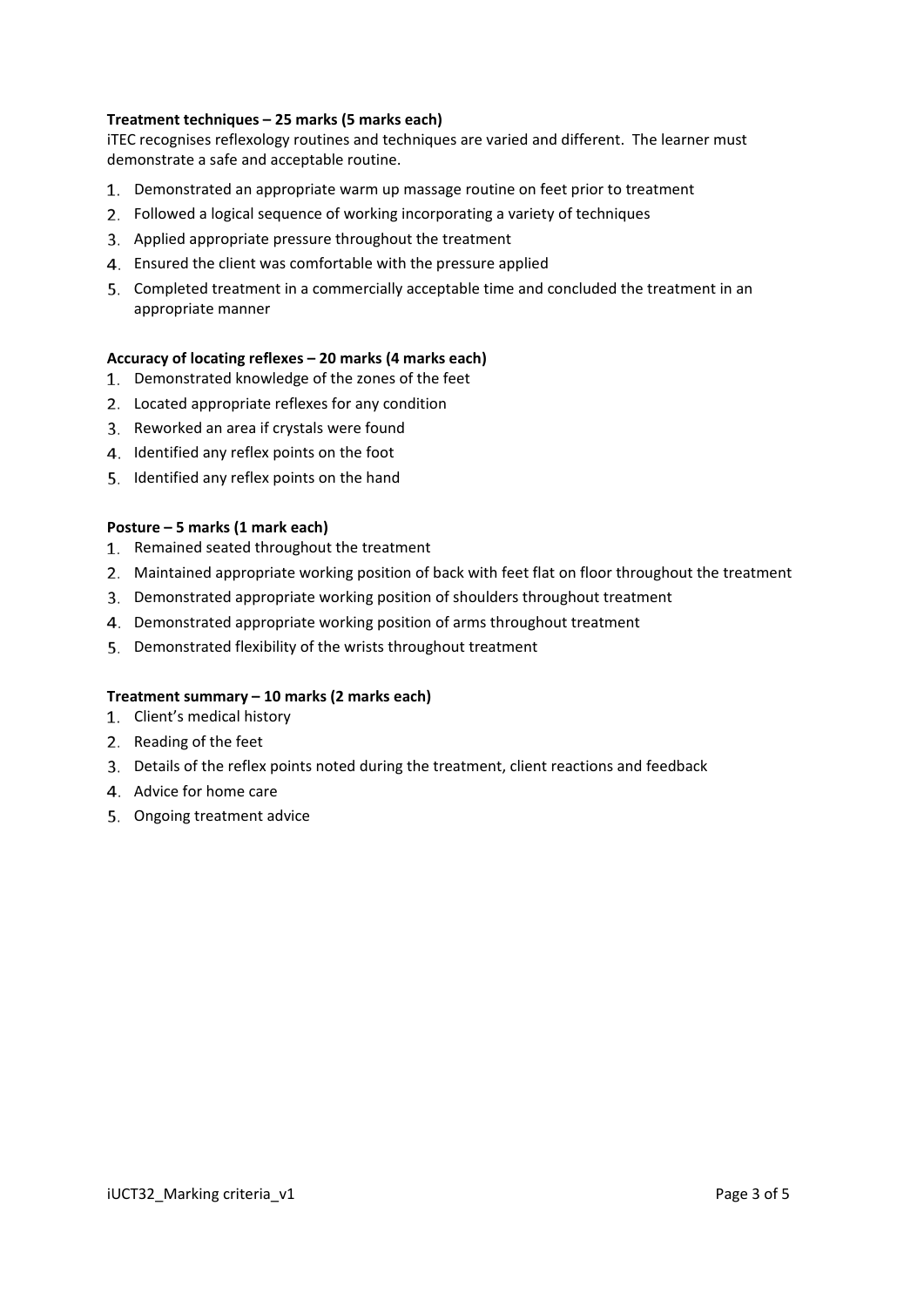**Treatment techniques – 25 marks (5 marks each)**

iTEC recognises reflexology routines and techniques are varied and different. The learner must demonstrate a safe and acceptable routine.

1. Demonstrated an appropriate warm up massage routine on feet prior to treatment
2. Followed a logical sequence of working incorporating a variety of techniques
3. Applied appropriate pressure throughout the treatment
4. Ensured the client was comfortable with the pressure applied
5. Completed treatment in a commercially acceptable time and concluded the treatment in an appropriate manner

**Accuracy of locating reflexes – 20 marks (4 marks each)**

1. Demonstrated knowledge of the zones of the feet
2. Located appropriate reflexes for any condition
3. Reworked an area if crystals were found
4. Identified any reflex points on the foot
5. Identified any reflex points on the hand

**Posture – 5 marks (1 mark each)**

1. Remained seated throughout the treatment
2. Maintained appropriate working position of back with feet flat on floor throughout the treatment
3. Demonstrated appropriate working position of shoulders throughout treatment
4. Demonstrated appropriate working position of arms throughout treatment
5. Demonstrated flexibility of the wrists throughout treatment

**Treatment summary – 10 marks (2 marks each)**

1. Client's medical history
2. Reading of the feet
3. Details of the reflex points noted during the treatment, client reactions and feedback
4. Advice for home care
5. Ongoing treatment advice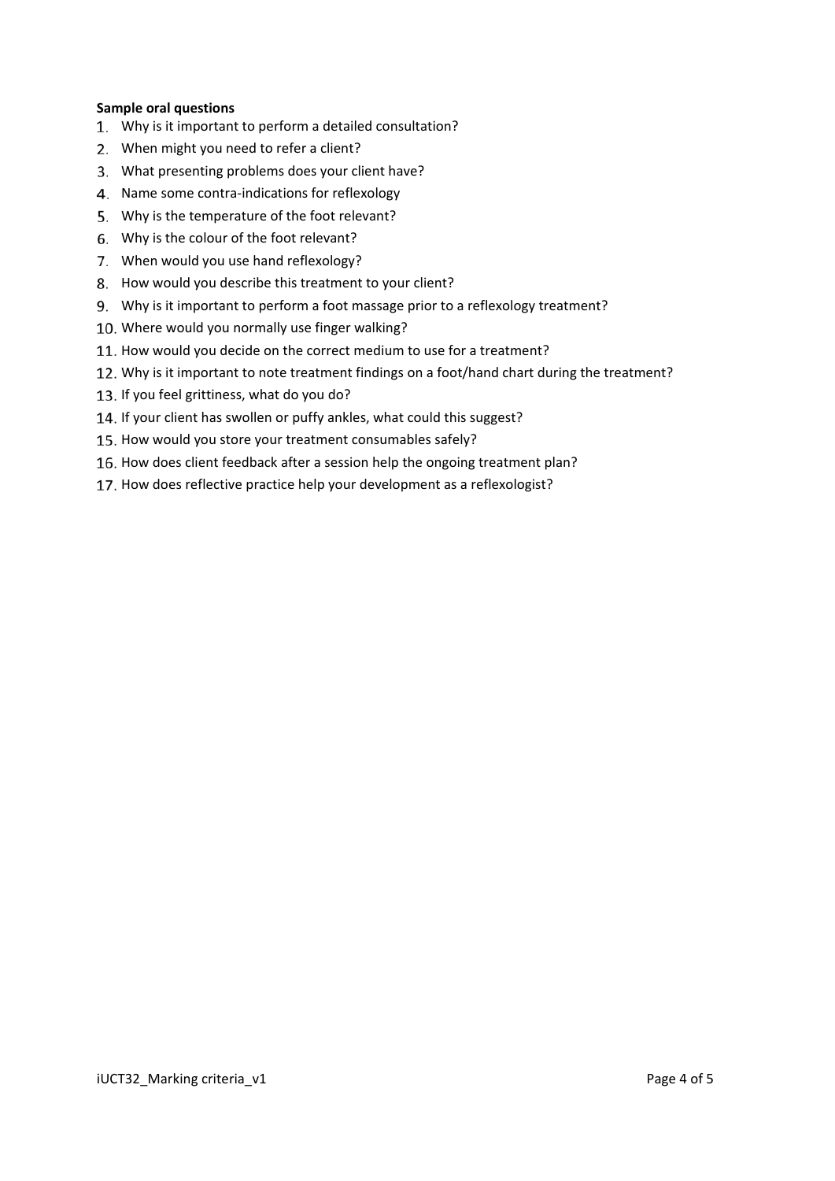**Sample oral questions**

1. Why is it important to perform a detailed consultation?
2. When might you need to refer a client?
3. What presenting problems does your client have?
4. Name some contra-indications for reflexology
5. Why is the temperature of the foot relevant?
6. Why is the colour of the foot relevant?
7. When would you use hand reflexology?
8. How would you describe this treatment to your client?
9. Why is it important to perform a foot massage prior to a reflexology treatment?
10. Where would you normally use finger walking?
11. How would you decide on the correct medium to use for a treatment?
12. Why is it important to note treatment findings on a foot/hand chart during the treatment?
13. If you feel grittiness, what do you do?
14. If your client has swollen or puffy ankles, what could this suggest?
15. How would you store your treatment consumables safely?
16. How does client feedback after a session help the ongoing treatment plan?
17. How does reflective practice help your development as a reflexologist?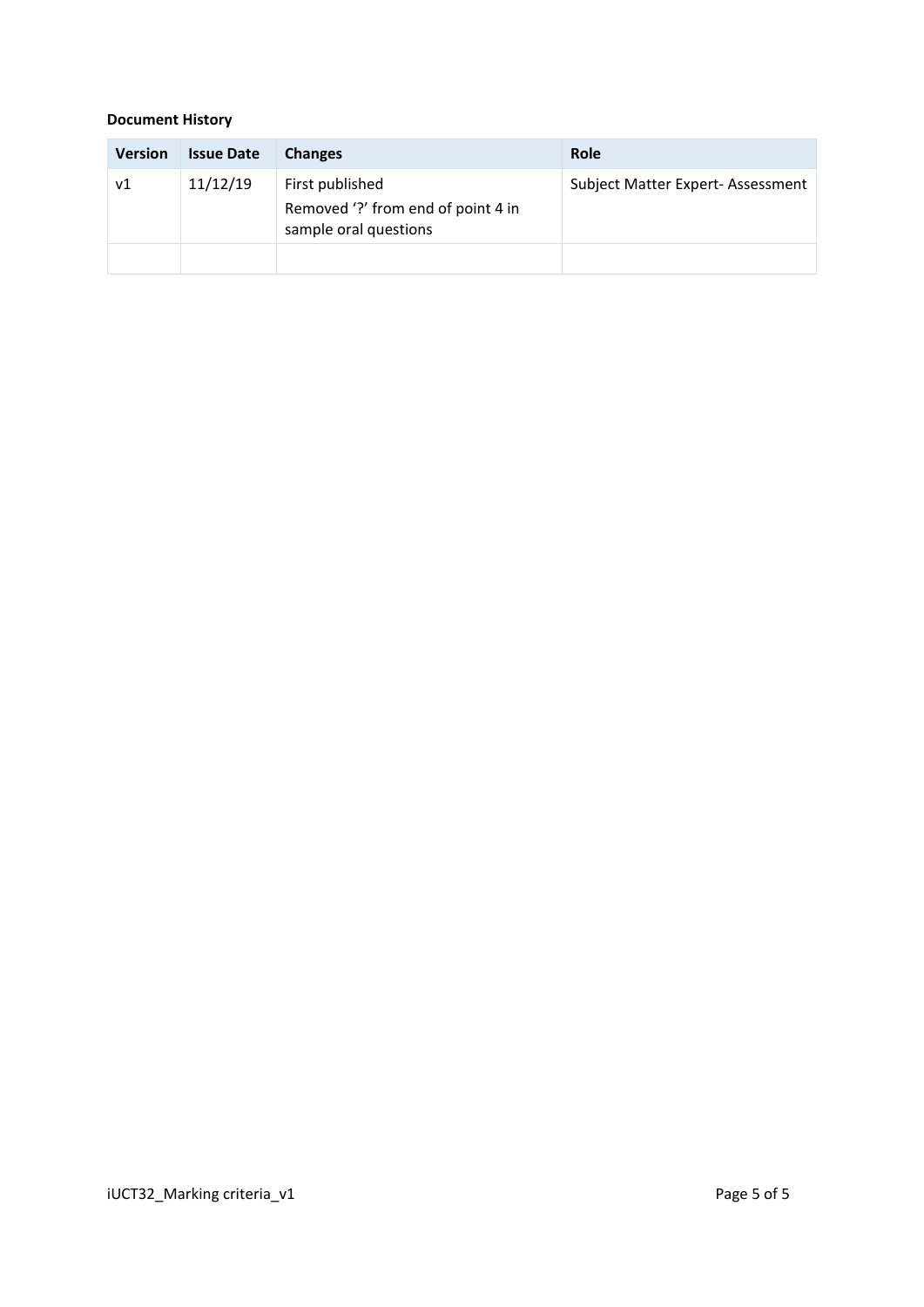**Document History**

| Version | Issue Date | Changes | Role |
|---|---|---|---|
| v1 | 11/12/19 | First published<br>Removed '?' from end of point 4 in sample oral questions | Subject Matter Expert- Assessment |
| | | | |